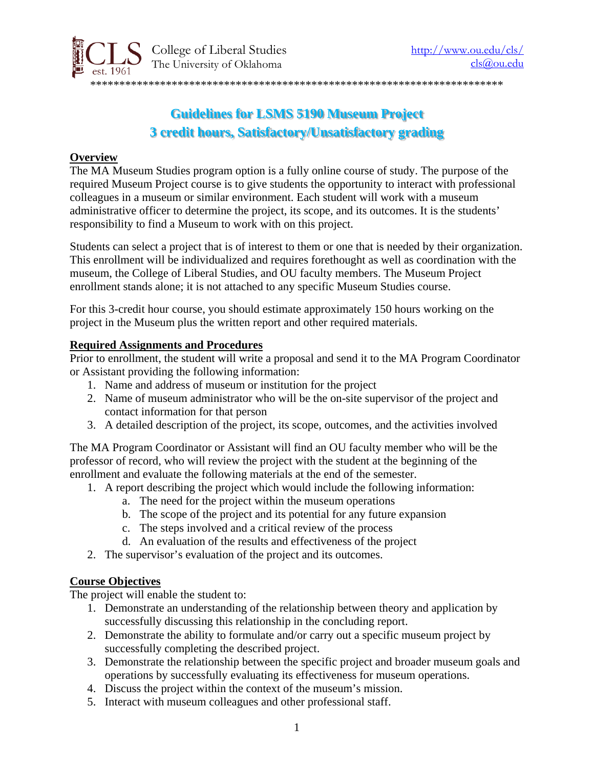College of Liberal Studies
The University of Oklahoma

http://www.ou.edu/cls/
cls@ou.edu

*********************************************************************

# Guidelines for LSMS 5190 Museum Project
# 3 credit hours, Satisfactory/Unsatisfactory grading

## Overview

The MA Museum Studies program option is a fully online course of study. The purpose of the required Museum Project course is to give students the opportunity to interact with professional colleagues in a museum or similar environment. Each student will work with a museum administrative officer to determine the project, its scope, and its outcomes. It is the students' responsibility to find a Museum to work with on this project.

Students can select a project that is of interest to them or one that is needed by their organization. This enrollment will be individualized and requires forethought as well as coordination with the museum, the College of Liberal Studies, and OU faculty members. The Museum Project enrollment stands alone; it is not attached to any specific Museum Studies course.

For this 3-credit hour course, you should estimate approximately 150 hours working on the project in the Museum plus the written report and other required materials.

## Required Assignments and Procedures

Prior to enrollment, the student will write a proposal and send it to the MA Program Coordinator or Assistant providing the following information:

1. Name and address of museum or institution for the project
2. Name of museum administrator who will be the on-site supervisor of the project and contact information for that person
3. A detailed description of the project, its scope, outcomes, and the activities involved

The MA Program Coordinator or Assistant will find an OU faculty member who will be the professor of record, who will review the project with the student at the beginning of the enrollment and evaluate the following materials at the end of the semester.

1. A report describing the project which would include the following information:
   a. The need for the project within the museum operations
   b. The scope of the project and its potential for any future expansion
   c. The steps involved and a critical review of the process
   d. An evaluation of the results and effectiveness of the project
2. The supervisor's evaluation of the project and its outcomes.

## Course Objectives

The project will enable the student to:

1. Demonstrate an understanding of the relationship between theory and application by successfully discussing this relationship in the concluding report.
2. Demonstrate the ability to formulate and/or carry out a specific museum project by successfully completing the described project.
3. Demonstrate the relationship between the specific project and broader museum goals and operations by successfully evaluating its effectiveness for museum operations.
4. Discuss the project within the context of the museum's mission.
5. Interact with museum colleagues and other professional staff.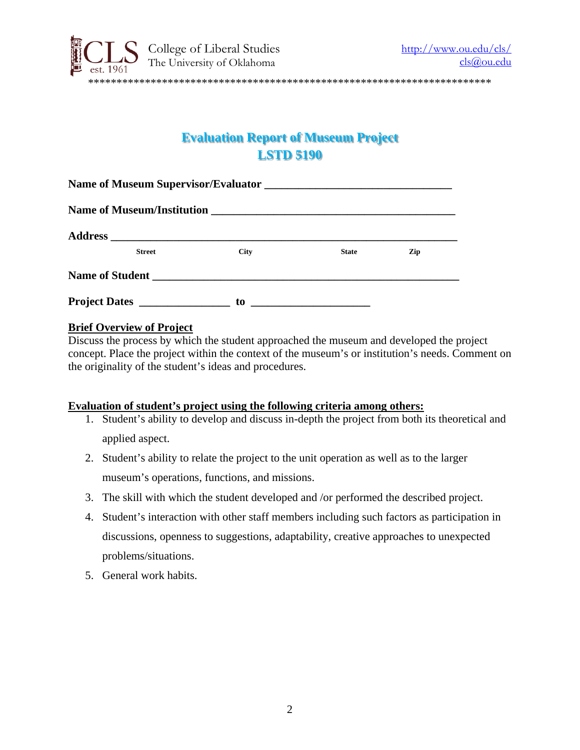College of Liberal Studies
The University of Oklahoma

http://www.ou.edu/cls/
cls@ou.edu

*************************************************************************

# Evaluation Report of Museum Project
## LSTD 5190

**Name of Museum Supervisor/Evaluator** ________________________________

**Name of Museum/Institution** __________________________________________

**Address** _____________________________________________________________

Street City State Zip

**Name of Student** ______________________________________________________

**Project Dates** _______________ **to** ____________________

**Brief Overview of Project**

Discuss the process by which the student approached the museum and developed the project concept. Place the project within the context of the museum's or institution's needs. Comment on the originality of the student's ideas and procedures.

**Evaluation of student's project using the following criteria among others:**

1. Student's ability to develop and discuss in-depth the project from both its theoretical and applied aspect.
2. Student's ability to relate the project to the unit operation as well as to the larger museum's operations, functions, and missions.
3. The skill with which the student developed and /or performed the described project.
4. Student's interaction with other staff members including such factors as participation in discussions, openness to suggestions, adaptability, creative approaches to unexpected problems/situations.
5. General work habits.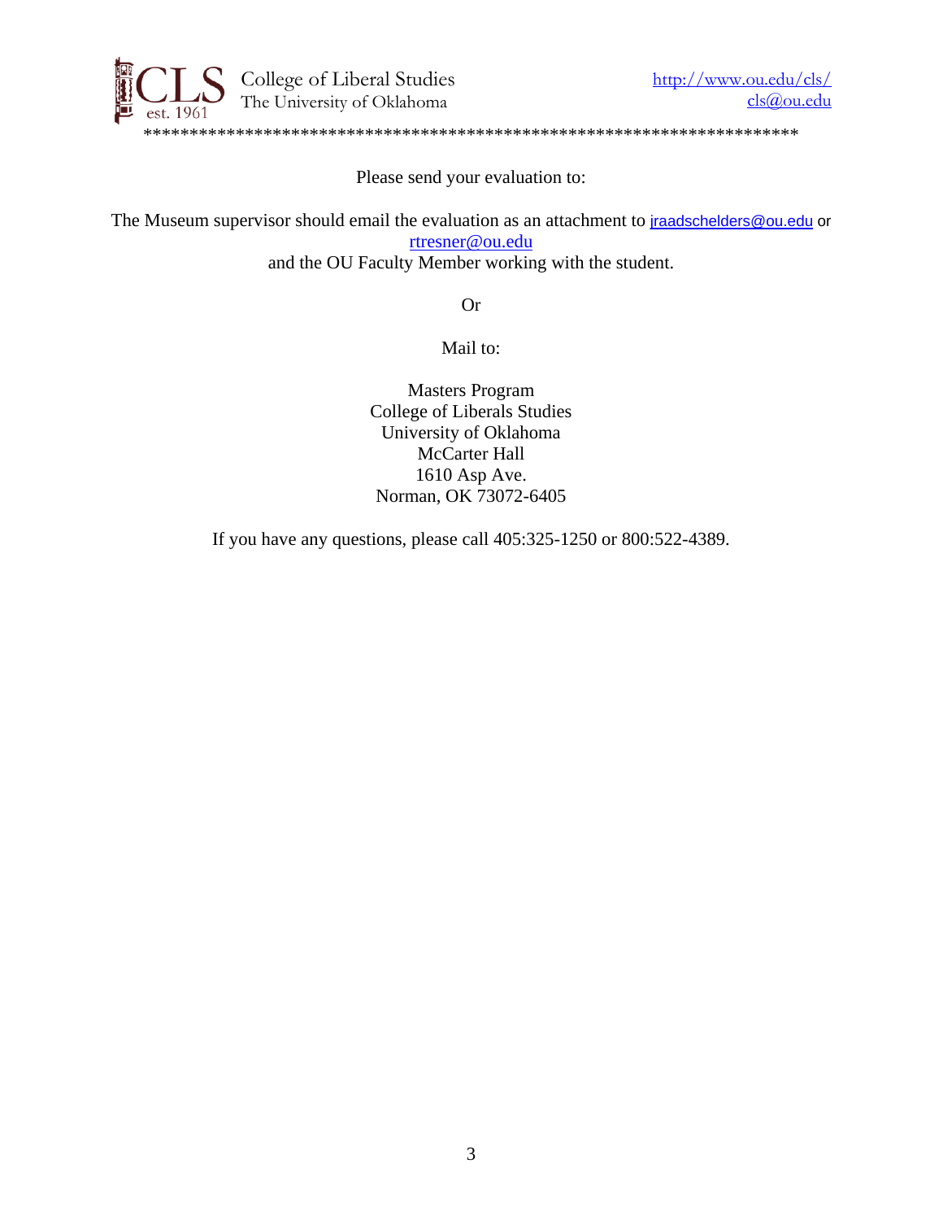College of Liberal Studies
The University of Oklahoma

http://www.ou.edu/cls/
cls@ou.edu

Please send your evaluation to:

The Museum supervisor should email the evaluation as an attachment to jraadschelders@ou.edu or rtresner@ou.edu and the OU Faculty Member working with the student.

Or

Mail to:

Masters Program
College of Liberals Studies
University of Oklahoma
McCarter Hall
1610 Asp Ave.
Norman, OK 73072-6405

If you have any questions, please call 405:325-1250 or 800:522-4389.